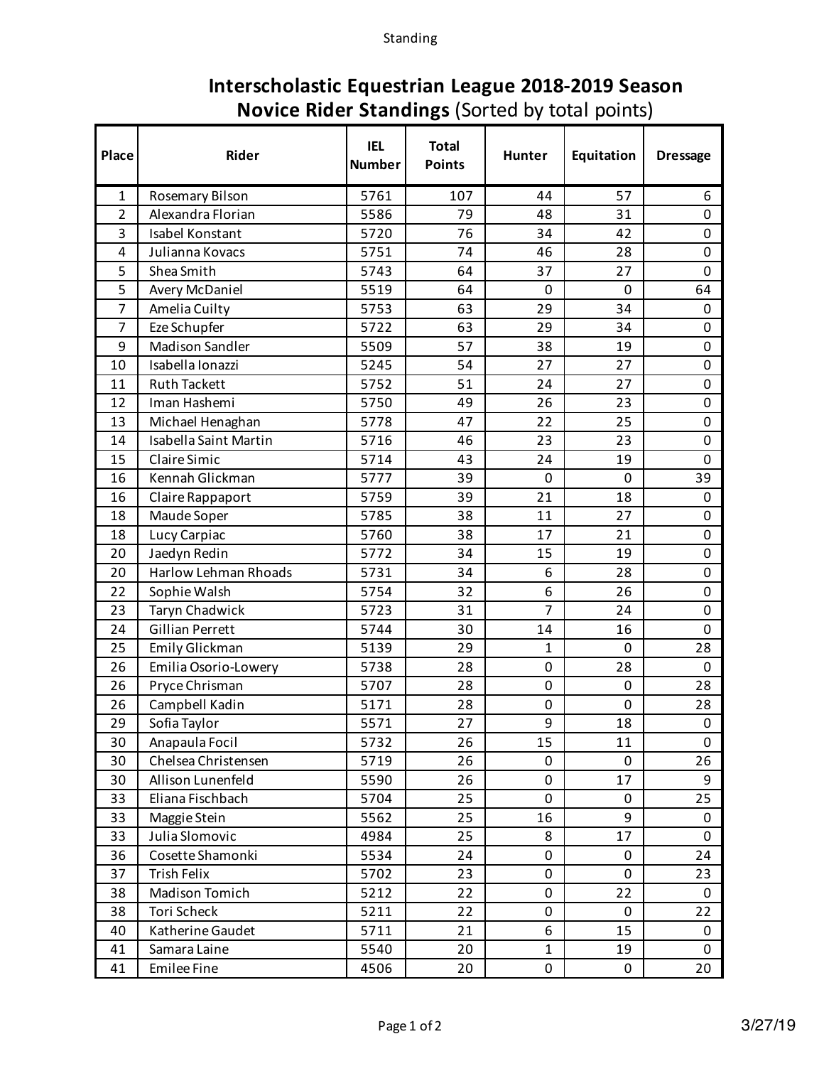# Interscholastic Equestrian League 2018-2019 Season

## Novice Rider Standings (Sorted by total points)

| Place | Rider | IEL Number | Total Points | Hunter | Equitation | Dressage |
|---|---|---|---|---|---|---|
| 1 | Rosemary Bilson | 5761 | 107 | 44 | 57 | 6 |
| 2 | Alexandra Florian | 5586 | 79 | 48 | 31 | 0 |
| 3 | Isabel Konstant | 5720 | 76 | 34 | 42 | 0 |
| 4 | Julianna Kovacs | 5751 | 74 | 46 | 28 | 0 |
| 5 | Shea Smith | 5743 | 64 | 37 | 27 | 0 |
| 5 | Avery McDaniel | 5519 | 64 | 0 | 0 | 64 |
| 7 | Amelia Cuilty | 5753 | 63 | 29 | 34 | 0 |
| 7 | Eze Schupfer | 5722 | 63 | 29 | 34 | 0 |
| 9 | Madison Sandler | 5509 | 57 | 38 | 19 | 0 |
| 10 | Isabella Ionazzi | 5245 | 54 | 27 | 27 | 0 |
| 11 | Ruth Tackett | 5752 | 51 | 24 | 27 | 0 |
| 12 | Iman Hashemi | 5750 | 49 | 26 | 23 | 0 |
| 13 | Michael Henaghan | 5778 | 47 | 22 | 25 | 0 |
| 14 | Isabella Saint Martin | 5716 | 46 | 23 | 23 | 0 |
| 15 | Claire Simic | 5714 | 43 | 24 | 19 | 0 |
| 16 | Kennah Glickman | 5777 | 39 | 0 | 0 | 39 |
| 16 | Claire Rappaport | 5759 | 39 | 21 | 18 | 0 |
| 18 | Maude Soper | 5785 | 38 | 11 | 27 | 0 |
| 18 | Lucy Carpiac | 5760 | 38 | 17 | 21 | 0 |
| 20 | Jaedyn Redin | 5772 | 34 | 15 | 19 | 0 |
| 20 | Harlow Lehman Rhoads | 5731 | 34 | 6 | 28 | 0 |
| 22 | Sophie Walsh | 5754 | 32 | 6 | 26 | 0 |
| 23 | Taryn Chadwick | 5723 | 31 | 7 | 24 | 0 |
| 24 | Gillian Perrett | 5744 | 30 | 14 | 16 | 0 |
| 25 | Emily Glickman | 5139 | 29 | 1 | 0 | 28 |
| 26 | Emilia Osorio-Lowery | 5738 | 28 | 0 | 28 | 0 |
| 26 | Pryce Chrisman | 5707 | 28 | 0 | 0 | 28 |
| 26 | Campbell Kadin | 5171 | 28 | 0 | 0 | 28 |
| 29 | Sofia Taylor | 5571 | 27 | 9 | 18 | 0 |
| 30 | Anapaula Focil | 5732 | 26 | 15 | 11 | 0 |
| 30 | Chelsea Christensen | 5719 | 26 | 0 | 0 | 26 |
| 30 | Allison Lunenfeld | 5590 | 26 | 0 | 17 | 9 |
| 33 | Eliana Fischbach | 5704 | 25 | 0 | 0 | 25 |
| 33 | Maggie Stein | 5562 | 25 | 16 | 9 | 0 |
| 33 | Julia Slomovic | 4984 | 25 | 8 | 17 | 0 |
| 36 | Cosette Shamonki | 5534 | 24 | 0 | 0 | 24 |
| 37 | Trish Felix | 5702 | 23 | 0 | 0 | 23 |
| 38 | Madison Tomich | 5212 | 22 | 0 | 22 | 0 |
| 38 | Tori Scheck | 5211 | 22 | 0 | 0 | 22 |
| 40 | Katherine Gaudet | 5711 | 21 | 6 | 15 | 0 |
| 41 | Samara Laine | 5540 | 20 | 1 | 19 | 0 |
| 41 | Emilee Fine | 4506 | 20 | 0 | 0 | 20 |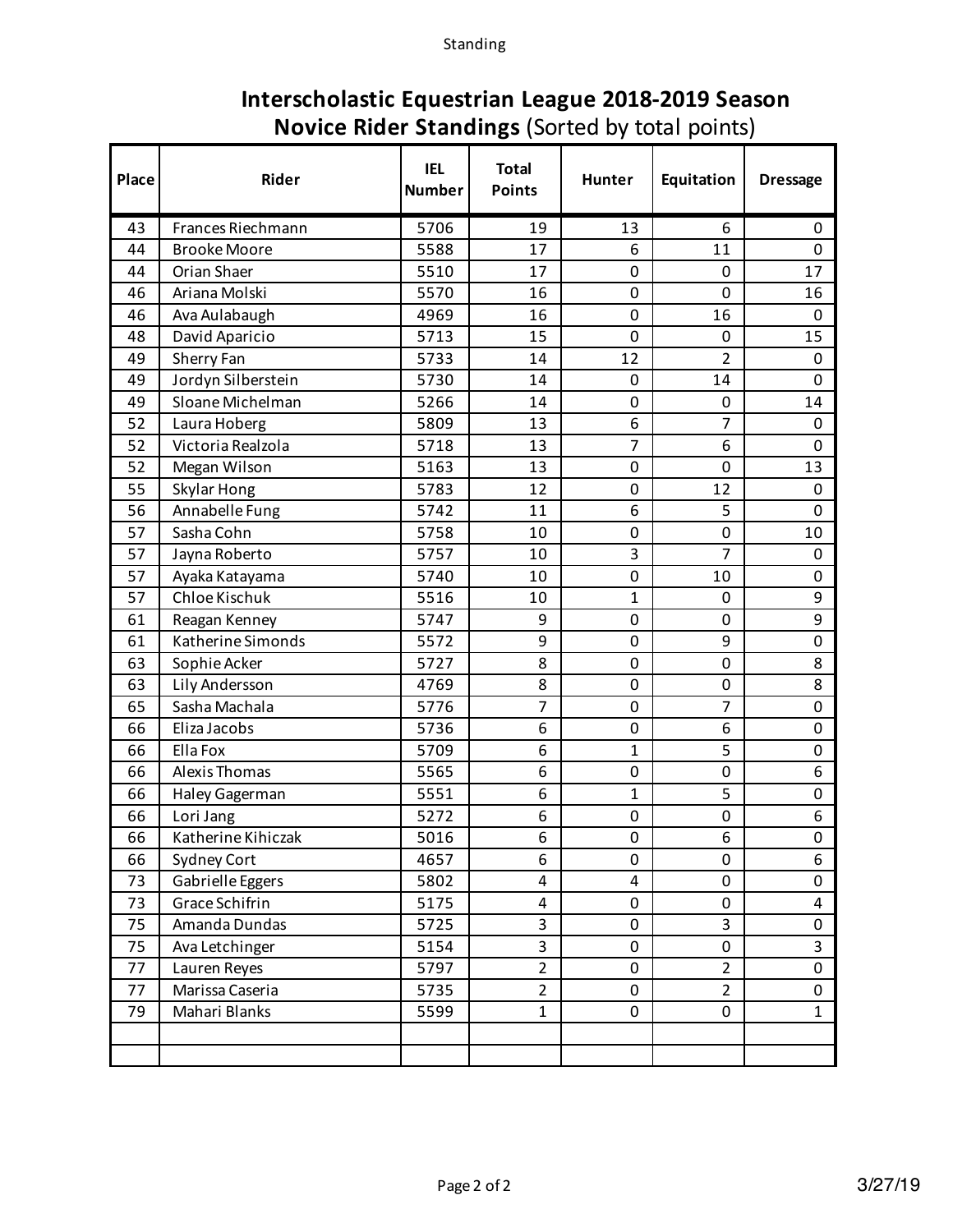## Interscholastic Equestrian League 2018-2019 Season
## **Novice Rider Standings** (Sorted by total points)

| Place | Rider | IEL Number | Total Points | Hunter | Equitation | Dressage |
|---|---|---|---|---|---|---|
| 43 | Frances Riechmann | 5706 | 19 | 13 | 6 | 0 |
| 44 | Brooke Moore | 5588 | 17 | 6 | 11 | 0 |
| 44 | Orian Shaer | 5510 | 17 | 0 | 0 | 17 |
| 46 | Ariana Molski | 5570 | 16 | 0 | 0 | 16 |
| 46 | Ava Aulabaugh | 4969 | 16 | 0 | 16 | 0 |
| 48 | David Aparicio | 5713 | 15 | 0 | 0 | 15 |
| 49 | Sherry Fan | 5733 | 14 | 12 | 2 | 0 |
| 49 | Jordyn Silberstein | 5730 | 14 | 0 | 14 | 0 |
| 49 | Sloane Michelman | 5266 | 14 | 0 | 0 | 14 |
| 52 | Laura Hoberg | 5809 | 13 | 6 | 7 | 0 |
| 52 | Victoria Realzola | 5718 | 13 | 7 | 6 | 0 |
| 52 | Megan Wilson | 5163 | 13 | 0 | 0 | 13 |
| 55 | Skylar Hong | 5783 | 12 | 0 | 12 | 0 |
| 56 | Annabelle Fung | 5742 | 11 | 6 | 5 | 0 |
| 57 | Sasha Cohn | 5758 | 10 | 0 | 0 | 10 |
| 57 | Jayna Roberto | 5757 | 10 | 3 | 7 | 0 |
| 57 | Ayaka Katayama | 5740 | 10 | 0 | 10 | 0 |
| 57 | Chloe Kischuk | 5516 | 10 | 1 | 0 | 9 |
| 61 | Reagan Kenney | 5747 | 9 | 0 | 0 | 9 |
| 61 | Katherine Simonds | 5572 | 9 | 0 | 9 | 0 |
| 63 | Sophie Acker | 5727 | 8 | 0 | 0 | 8 |
| 63 | Lily Andersson | 4769 | 8 | 0 | 0 | 8 |
| 65 | Sasha Machala | 5776 | 7 | 0 | 7 | 0 |
| 66 | Eliza Jacobs | 5736 | 6 | 0 | 6 | 0 |
| 66 | Ella Fox | 5709 | 6 | 1 | 5 | 0 |
| 66 | Alexis Thomas | 5565 | 6 | 0 | 0 | 6 |
| 66 | Haley Gagerman | 5551 | 6 | 1 | 5 | 0 |
| 66 | Lori Jang | 5272 | 6 | 0 | 0 | 6 |
| 66 | Katherine Kihiczak | 5016 | 6 | 0 | 6 | 0 |
| 66 | Sydney Cort | 4657 | 6 | 0 | 0 | 6 |
| 73 | Gabrielle Eggers | 5802 | 4 | 4 | 0 | 0 |
| 73 | Grace Schifrin | 5175 | 4 | 0 | 0 | 4 |
| 75 | Amanda Dundas | 5725 | 3 | 0 | 3 | 0 |
| 75 | Ava Letchinger | 5154 | 3 | 0 | 0 | 3 |
| 77 | Lauren Reyes | 5797 | 2 | 0 | 2 | 0 |
| 77 | Marissa Caseria | 5735 | 2 | 0 | 2 | 0 |
| 79 | Mahari Blanks | 5599 | 1 | 0 | 0 | 1 |
| | | | | | | |
| | | | | | | |

3/27/19